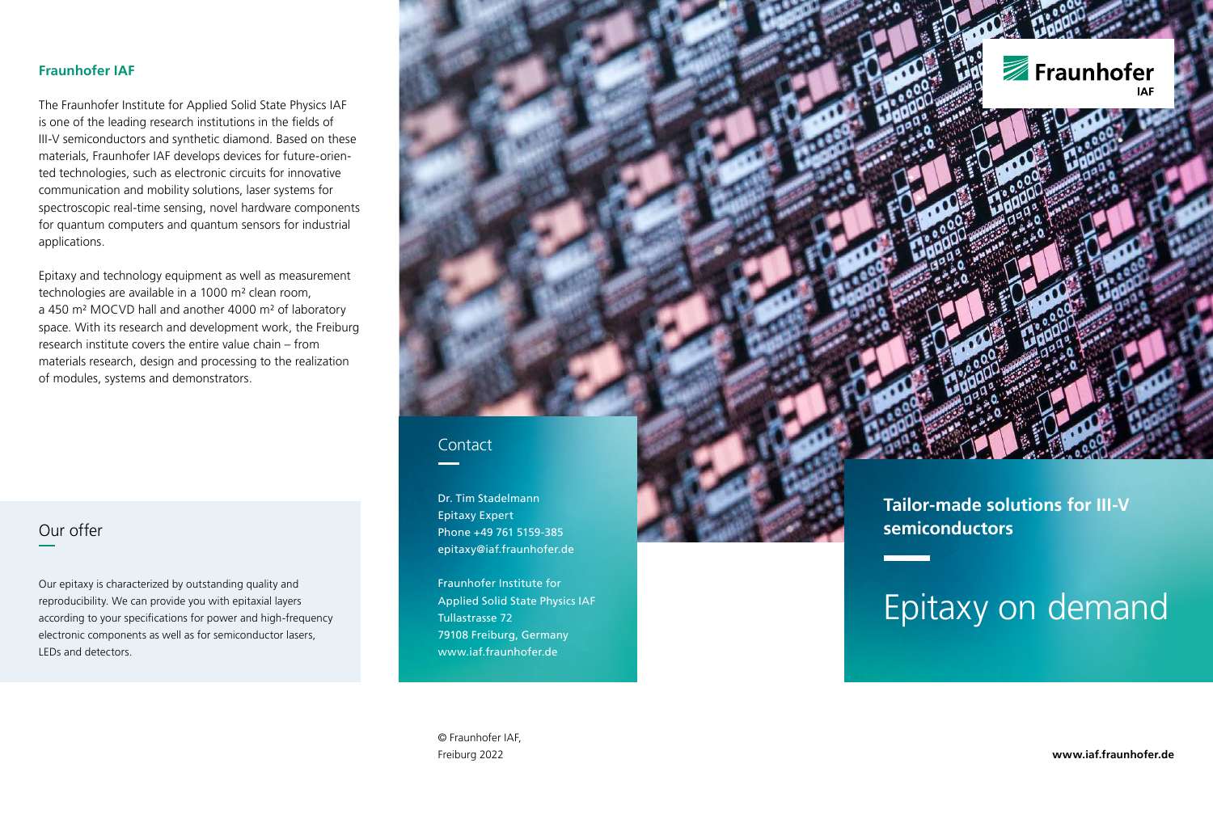## Fraunhofer IAF

The Fraunhofer Institute for Applied Solid State Physics IAF is one of the leading research institutions in the fields of III-V semiconductors and synthetic diamond. Based on these materials, Fraunhofer IAF develops devices for future-oriented technologies, such as electronic circuits for innovative communication and mobility solutions, laser systems for spectroscopic real-time sensing, novel hardware components for quantum computers and quantum sensors for industrial applications.

Epitaxy and technology equipment as well as measurement technologies are available in a 1000 m² clean room, a 450 m² MOCVD hall and another 4000 m² of laboratory space. With its research and development work, the Freiburg research institute covers the entire value chain – from materials research, design and processing to the realization of modules, systems and demonstrators.

## Our offer

Our epitaxy is characterized by outstanding quality and reproducibility. We can provide you with epitaxial layers according to your specifications for power and high-frequency electronic components as well as for semiconductor lasers, LEDs and detectors.

## Contact

Dr. Tim Stadelmann
Epitaxy Expert
Phone +49 761 5159-385
epitaxy@iaf.fraunhofer.de

Fraunhofer Institute for
Applied Solid State Physics IAF
Tullastrasse 72
79108 Freiburg, Germany
www.iaf.fraunhofer.de

© Fraunhofer IAF,
Freiburg 2022

Fraunhofer IAF

**Tailor-made solutions for III-V semiconductors**

# Epitaxy on demand

**www.iaf.fraunhofer.de**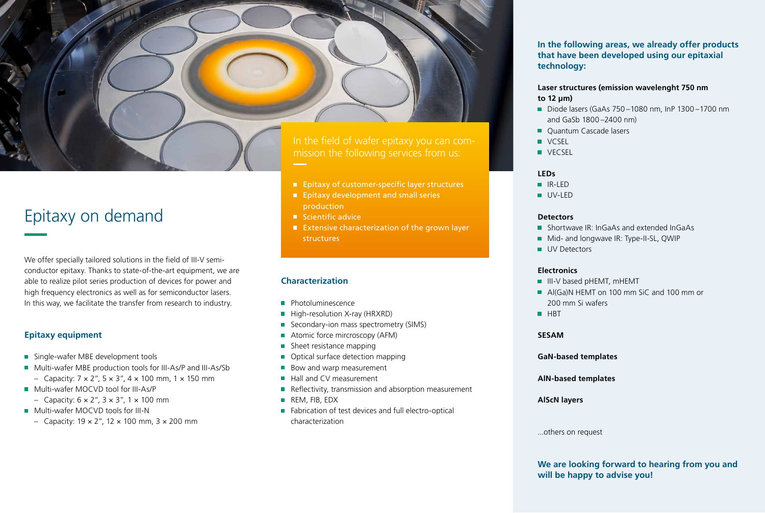# Epitaxy on demand

We offer specially tailored solutions in the field of III-V semiconductor epitaxy. Thanks to state-of-the-art equipment, we are able to realize pilot series production of devices for power and high frequency electronics as well as for semiconductor lasers. In this way, we facilitate the transfer from research to industry.

## Epitaxy equipment

- Single-wafer MBE development tools
- Multi-wafer MBE production tools for III-As/P and III-As/Sb
  - Capacity: 7 × 2", 5 × 3", 4 × 100 mm, 1 × 150 mm
- Multi-wafer MOCVD tool for III-As/P
  - Capacity: 6 × 2", 3 × 3", 1 × 100 mm
- Multi-wafer MOCVD tools for III-N
  - Capacity: 19 × 2", 12 × 100 mm, 3 × 200 mm

In the field of wafer epitaxy you can commission the following services from us:

- Epitaxy of customer-specific layer structures
- Epitaxy development and small series production
- Scientific advice
- Extensive characterization of the grown layer structures

## Characterization

- Photoluminescence
- High-resolution X-ray (HRXRD)
- Secondary-ion mass spectrometry (SIMS)
- Atomic force mircroscopy (AFM)
- Sheet resistance mapping
- Optical surface detection mapping
- Bow and warp measurement
- Hall and CV measurement
- Reflectivity, transmission and absorption measurement
- REM, FIB, EDX
- Fabrication of test devices and full electro-optical characterization

## In the following areas, we already offer products that have been developed using our epitaxial technology:

### Laser structures (emission wavelenght 750 nm to 12 µm)

- Diode lasers (GaAs 750 –1080 nm, InP 1300 –1700 nm and GaSb 1800 –2400 nm)
- Quantum Cascade lasers
- VCSEL
- VECSEL

### LEDs

- IR-LED
- UV-LED

### Detectors

- Shortwave IR: InGaAs and extended InGaAs
- Mid- and longwave IR: Type-II-SL, QWIP
- UV Detectors

### Electronics

- III-V based pHEMT, mHEMT
- Al(Ga)N HEMT on 100 mm SiC and 100 mm or 200 mm Si wafers
- HBT

### SESAM

### GaN-based templates

### AlN-based templates

### AlScN layers

...others on request

**We are looking forward to hearing from you and will be happy to advise you!**